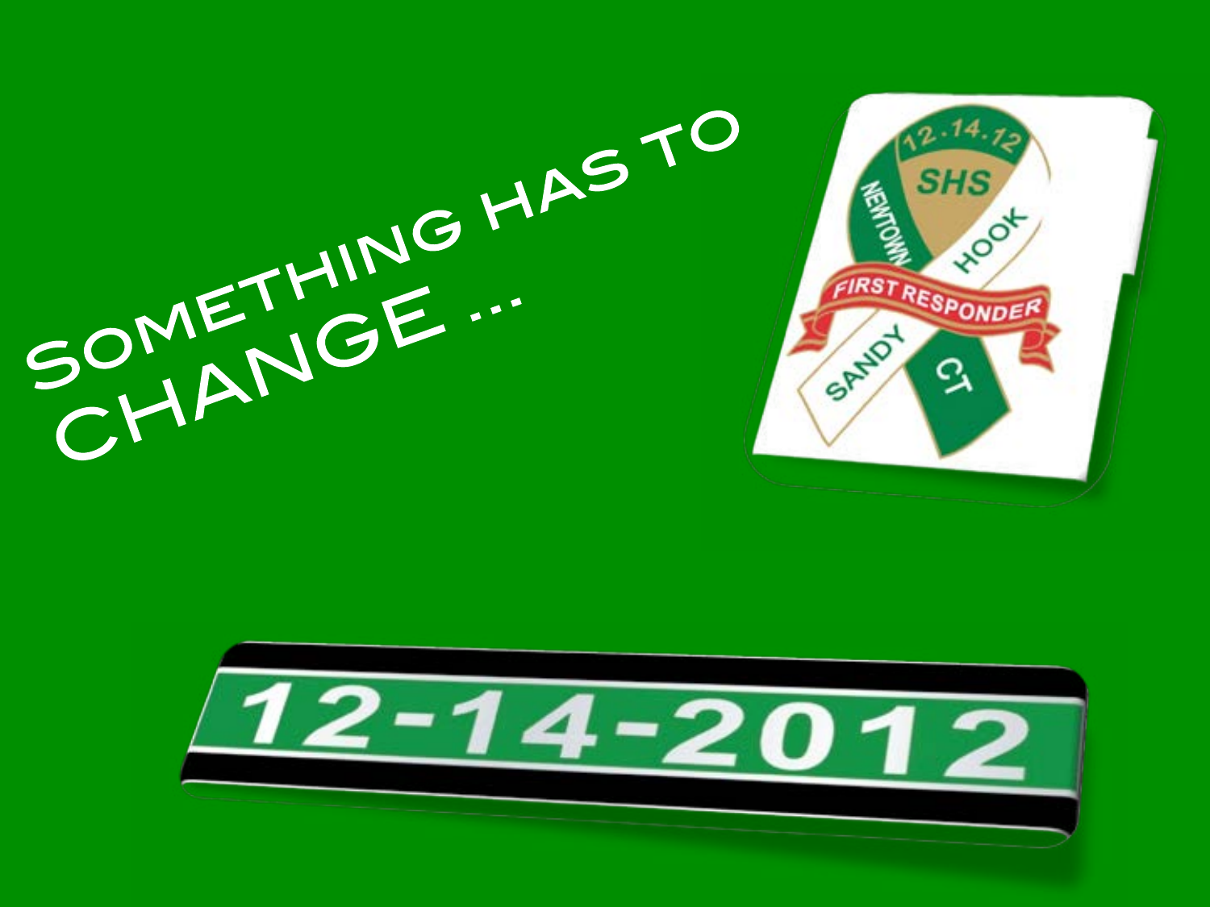# Something has to change ...

12.14.12

SHS

NEWTOWN

HOOK

FIRST RESPONDER

SANDY

CT

12-14-2012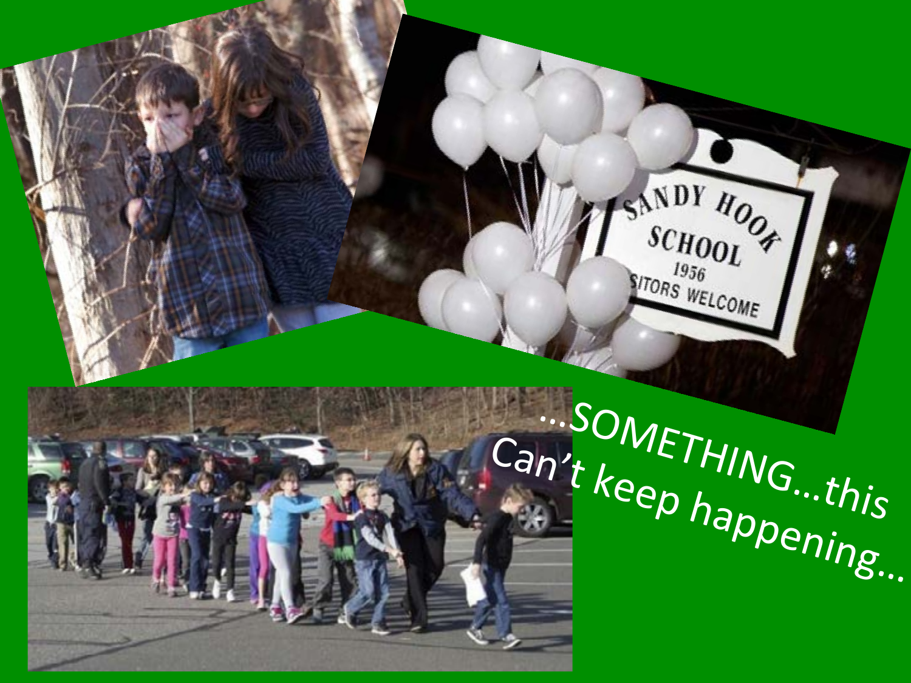…SOMETHING…this

Can't keep happening…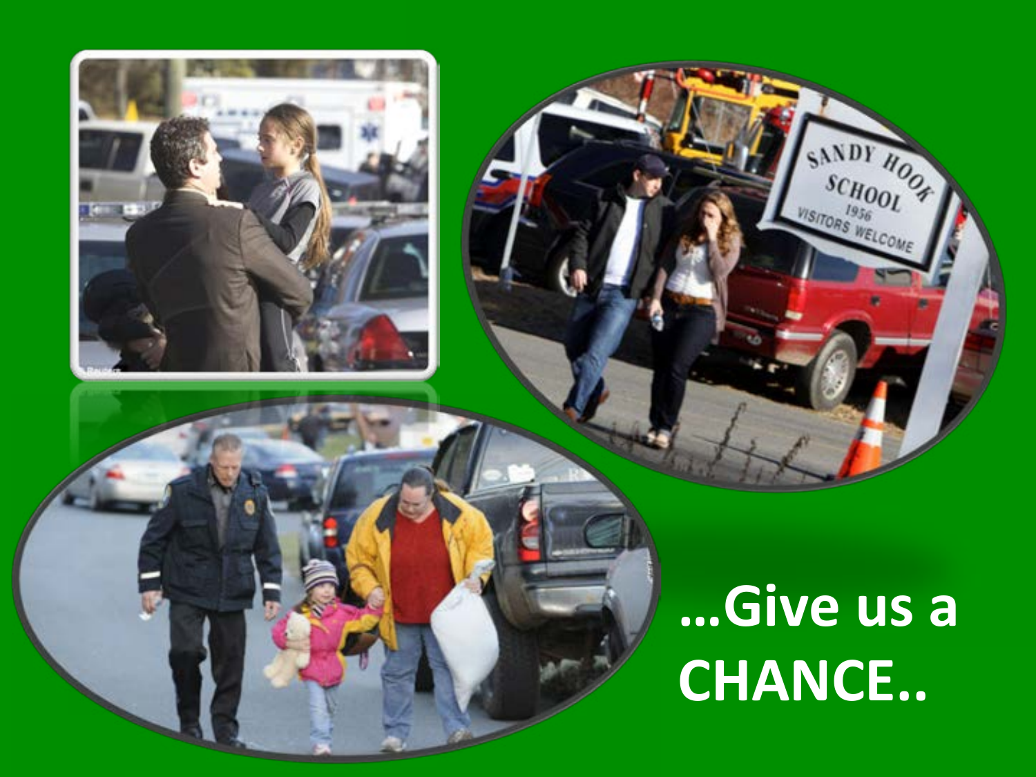**...Give us a CHANCE..**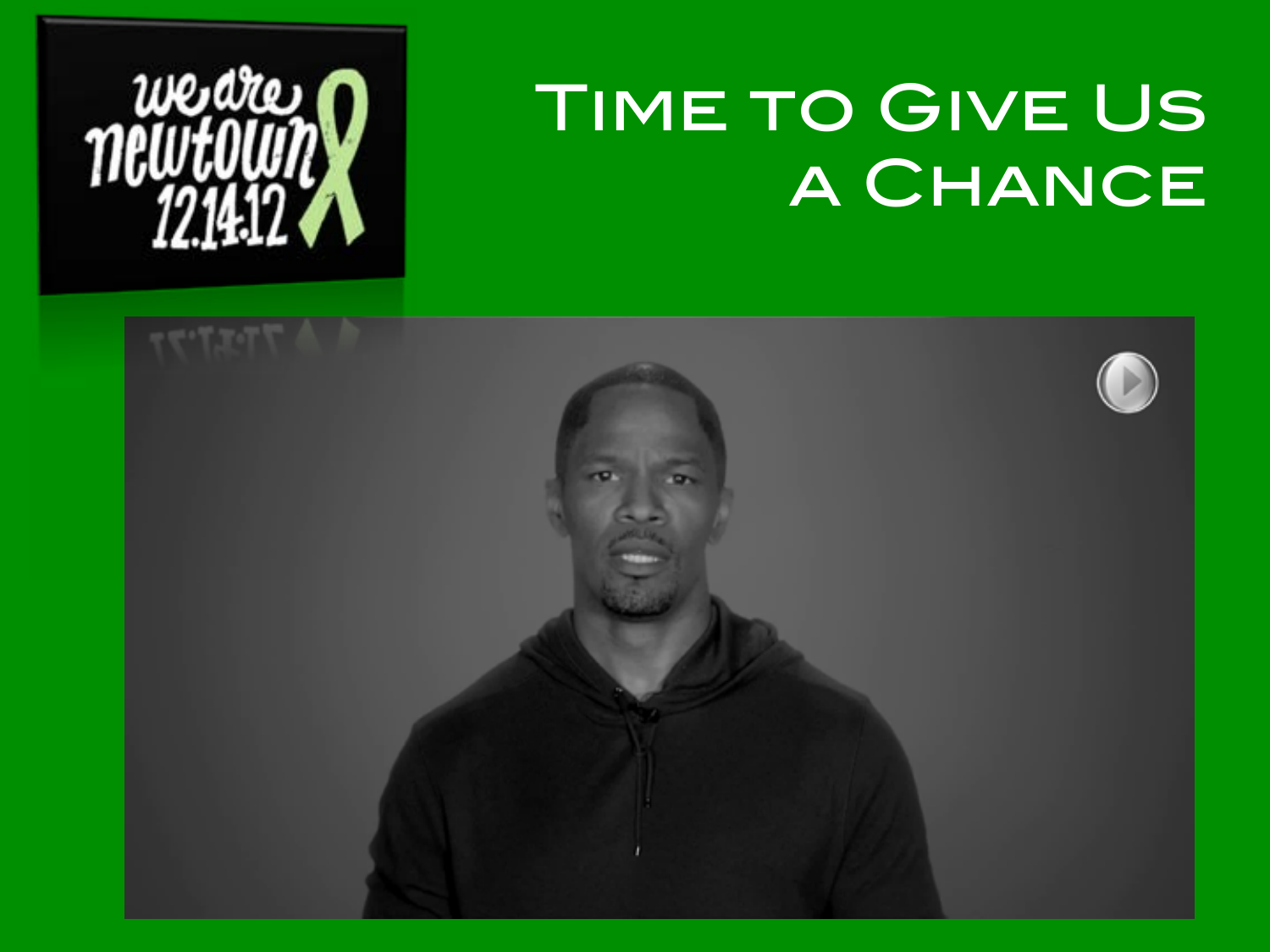# Time to Give Us a Chance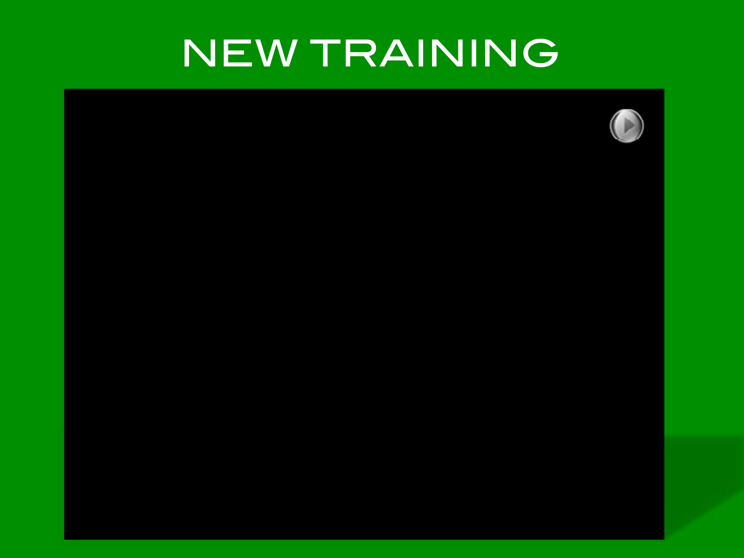# NEW TRAINING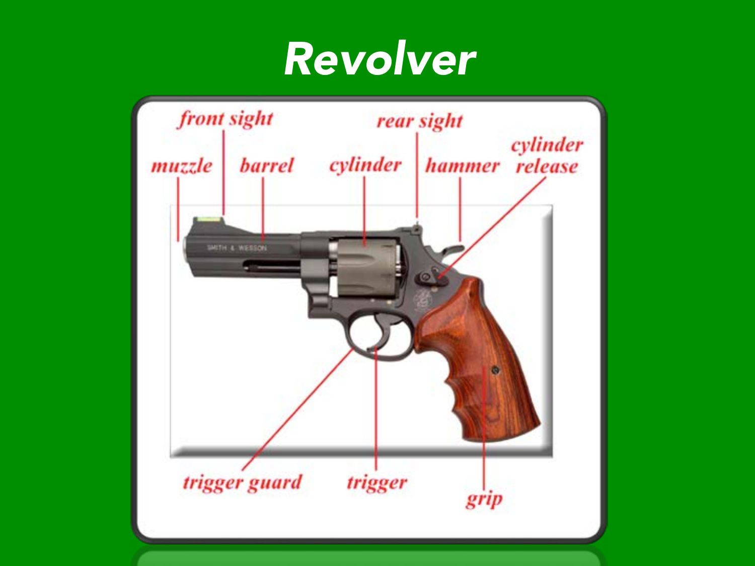# Revolver

front sight

muzzle

barrel

cylinder

rear sight

hammer

cylinder release

trigger guard

trigger

grip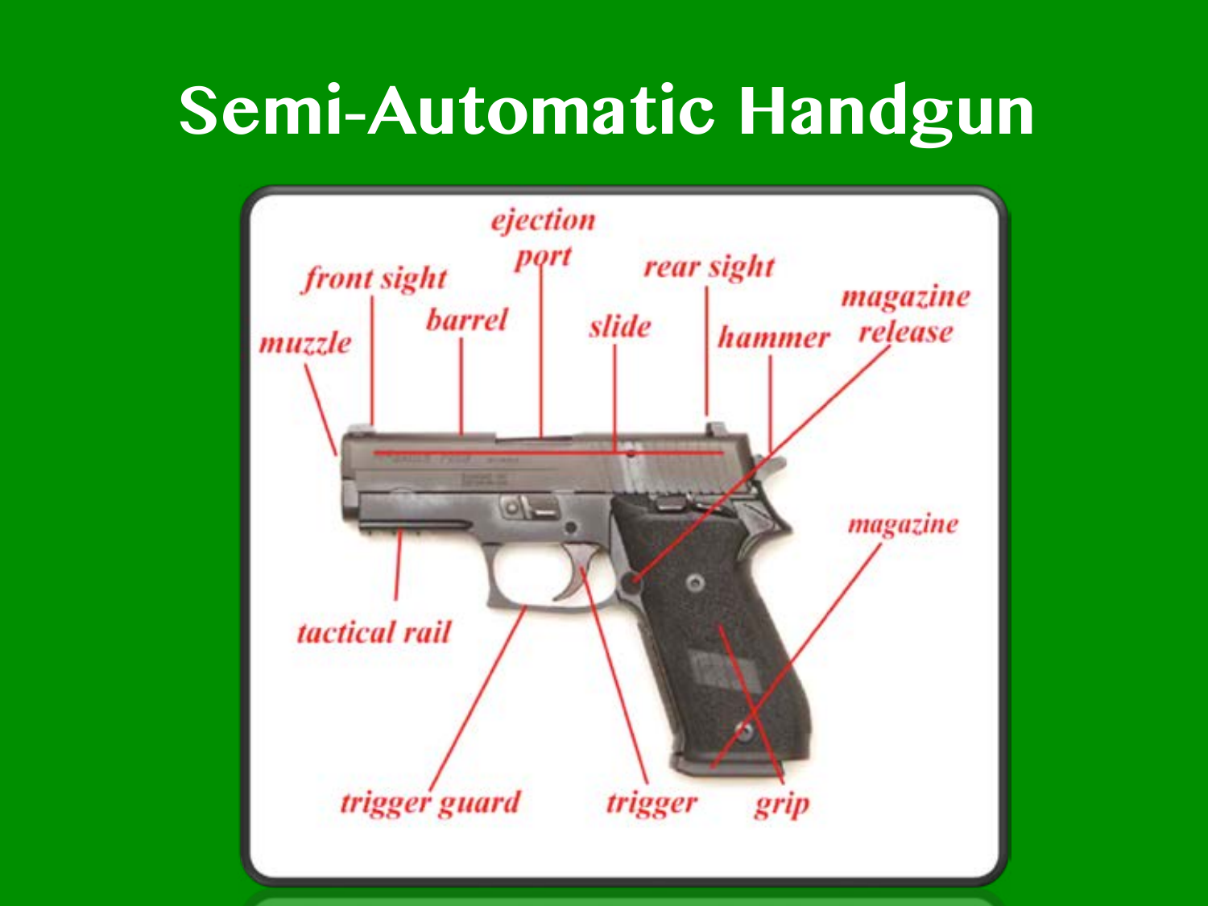# Semi-Automatic Handgun

muzzle

front sight

barrel

ejection port

slide

rear sight

hammer

magazine release

magazine

tactical rail

trigger guard

trigger

grip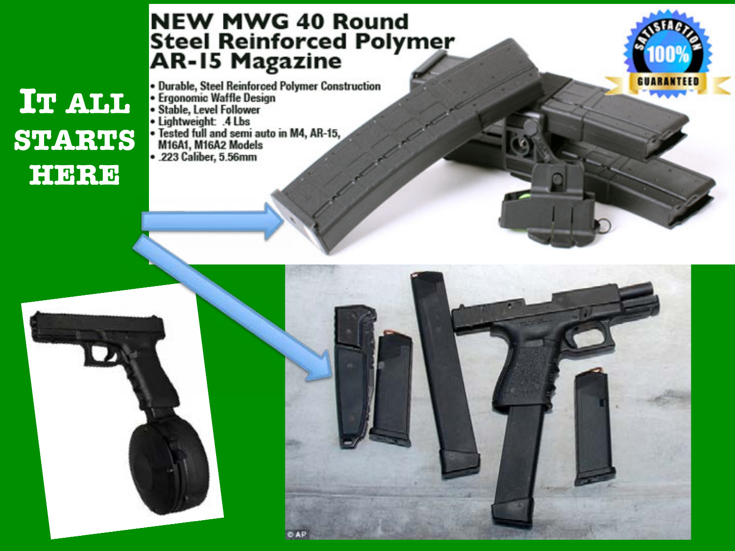# It all starts here

## NEW MWG 40 Round Steel Reinforced Polymer AR-15 Magazine

- Durable, Steel Reinforced Polymer Construction
- Ergonomic Waffle Design
- Stable, Level Follower
- Lightweight: .4 Lbs
- Tested full and semi auto in M4, AR-15, M16A1, M16A2 Models
- .223 Caliber, 5.56mm

SATISFACTION 100% GUARANTEED

© AP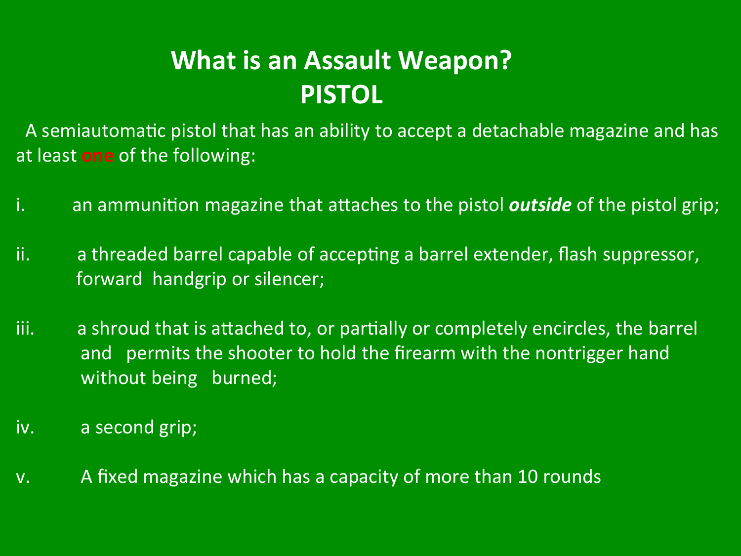# What is an Assault Weapon?
## PISTOL

A semiautomatic pistol that has an ability to accept a detachable magazine and has at least **one** of the following:

i. an ammunition magazine that attaches to the pistol ***outside*** of the pistol grip;

ii. a threaded barrel capable of accepting a barrel extender, flash suppressor, forward handgrip or silencer;

iii. a shroud that is attached to, or partially or completely encircles, the barrel and permits the shooter to hold the firearm with the nontrigger hand without being burned;

iv. a second grip;

v. A fixed magazine which has a capacity of more than 10 rounds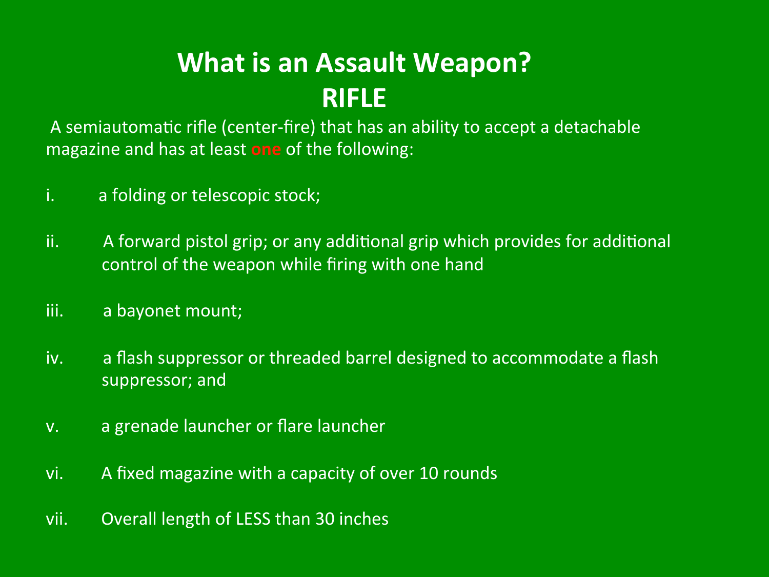# What is an Assault Weapon?
# RIFLE

A semiautomatic rifle (center-fire) that has an ability to accept a detachable magazine and has at least **one** of the following:

i. a folding or telescopic stock;

ii. A forward pistol grip; or any additional grip which provides for additional control of the weapon while firing with one hand

iii. a bayonet mount;

iv. a flash suppressor or threaded barrel designed to accommodate a flash suppressor; and

v. a grenade launcher or flare launcher

vi. A fixed magazine with a capacity of over 10 rounds

vii. Overall length of LESS than 30 inches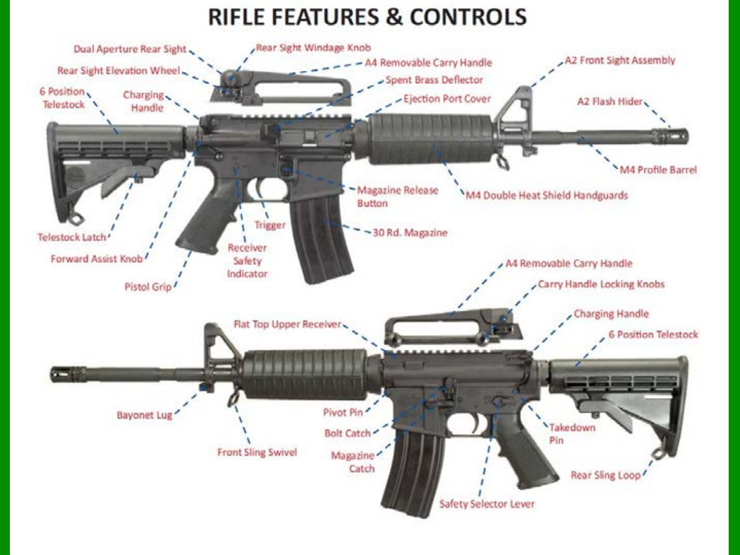# RIFLE FEATURES & CONTROLS

- Dual Aperture Rear Sight
- Rear Sight Windage Knob
- Rear Sight Elevation Wheel
- A4 Removable Carry Handle
- Spent Brass Deflector
- A2 Front Sight Assembly
- 6 Position Telestock
- Charging Handle
- Ejection Port Cover
- A2 Flash Hider
- M4 Profile Barrel
- Magazine Release Button
- M4 Double Heat Shield Handguards
- Trigger
- 30 Rd. Magazine
- Telestock Latch
- Receiver Safety Indicator
- Forward Assist Knob
- Pistol Grip
- A4 Removable Carry Handle
- Carry Handle Locking Knobs
- Flat Top Upper Receiver
- Charging Handle
- 6 Position Telestock
- Bayonet Lug
- Pivot Pin
- Bolt Catch
- Takedown Pin
- Front Sling Swivel
- Magazine Catch
- Rear Sling Loop
- Safety Selector Lever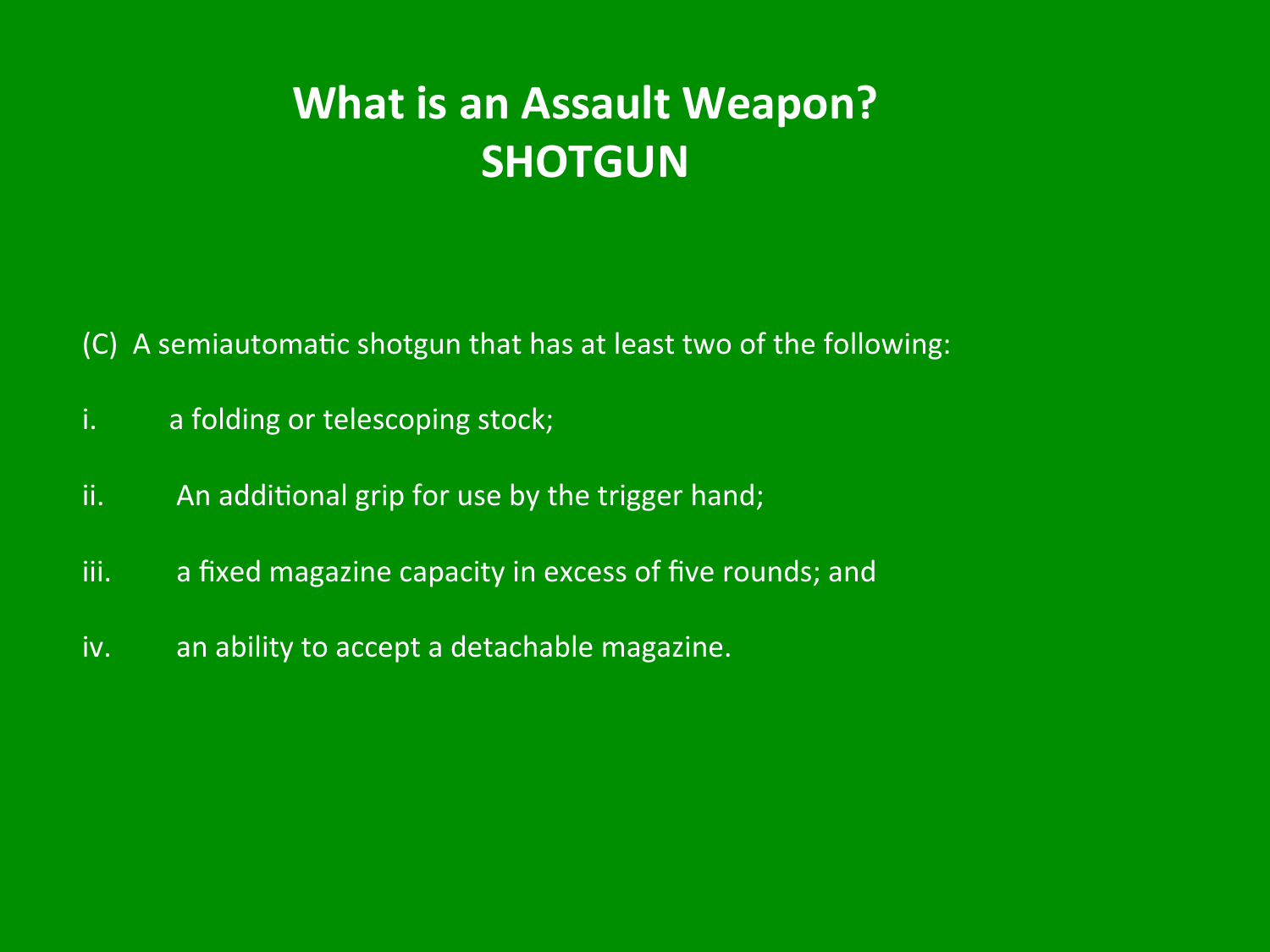# What is an Assault Weapon?
# SHOTGUN

(C) A semiautomatic shotgun that has at least two of the following:

i. a folding or telescoping stock;

ii. An additional grip for use by the trigger hand;

iii. a fixed magazine capacity in excess of five rounds; and

iv. an ability to accept a detachable magazine.